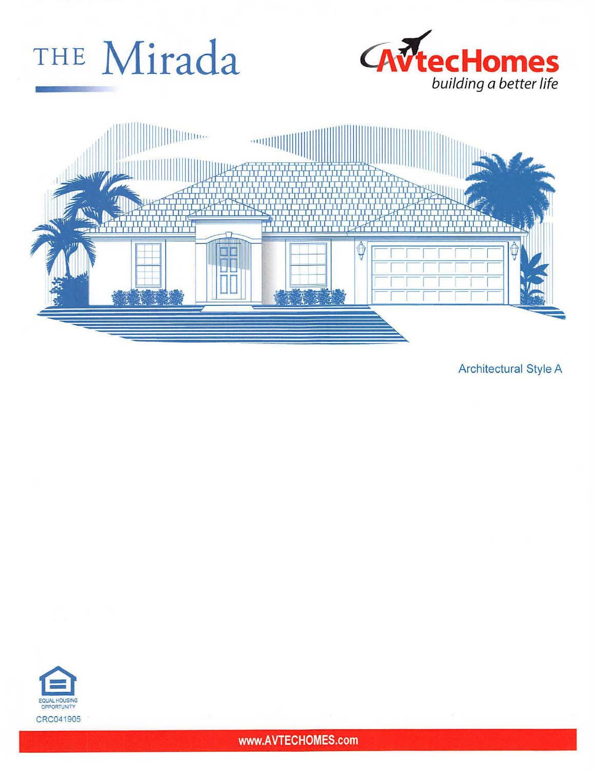# THE Mirada

AvtecHomes
*building a better life*

Architectural Style A

EQUAL HOUSING OPPORTUNITY

CRC041905

www.AVTECHOMES.com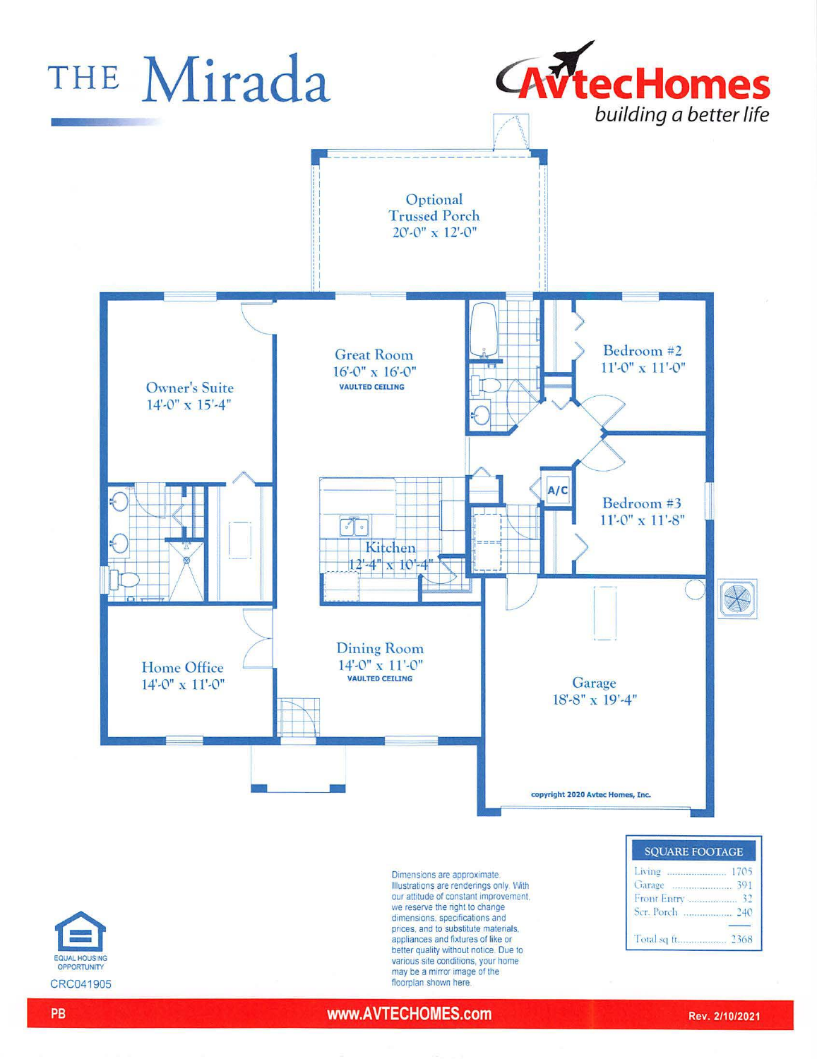# THE Mirada

**AvtecHomes**
*building a better life*

Optional Trussed Porch
20'-0" x 12'-0"

Owner's Suite
14'-0" x 15'-4"

Great Room
16'-0" x 16'-0"
VAULTED CEILING

Bedroom #2
11'-0" x 11'-0"

A/C

Bedroom #3
11'-0" x 11'-8"

Kitchen
12'-4" x 10'-4"

Home Office
14'-0" x 11'-0"

Dining Room
14'-0" x 11'-0"
VAULTED CEILING

Garage
18'-8" x 19'-4"

copyright 2020 Avtec Homes, Inc.

Dimensions are approximate. Illustrations are renderings only. With our attitude of constant improvement, we reserve the right to change dimensions, specifications and prices, and to substitute materials, appliances and fixtures of like or better quality without notice. Due to various site conditions, your home may be a mirror image of the floorplan shown here.

| SQUARE FOOTAGE | |
|---|---|
| Living | 1705 |
| Garage | 391 |
| Front Entry | 32 |
| Scr. Porch | 240 |
| Total sq ft | 2368 |

EQUAL HOUSING OPPORTUNITY

CRC041905

PB

www.AVTECHOMES.com

Rev. 2/10/2021